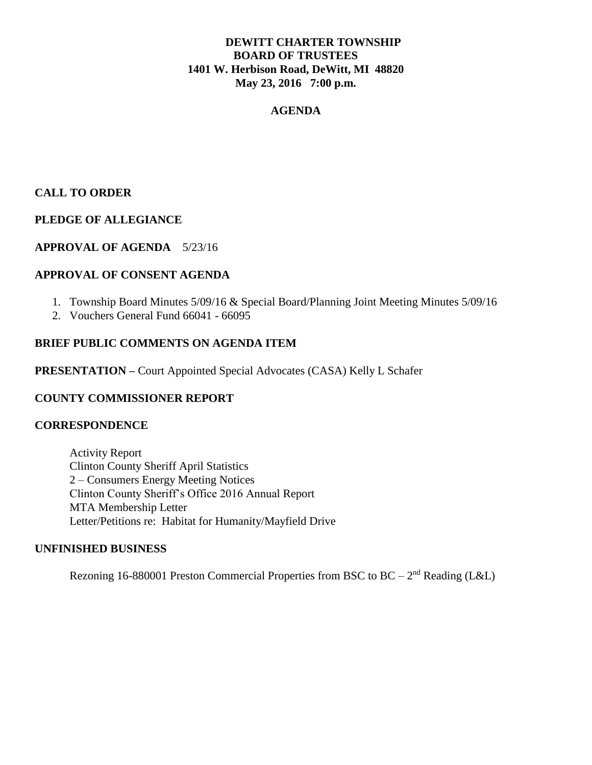# DEWITT CHARTER TOWNSHIP
## BOARD OF TRUSTEES
**1401 W. Herbison Road, DeWitt, MI 48820**
**May 23, 2016 7:00 p.m.**

## AGENDA

**CALL TO ORDER**

**PLEDGE OF ALLEGIANCE**

**APPROVAL OF AGENDA** 5/23/16

**APPROVAL OF CONSENT AGENDA**

1. Township Board Minutes 5/09/16 & Special Board/Planning Joint Meeting Minutes 5/09/16
2. Vouchers General Fund 66041 - 66095

**BRIEF PUBLIC COMMENTS ON AGENDA ITEM**

**PRESENTATION –** Court Appointed Special Advocates (CASA) Kelly L Schafer

**COUNTY COMMISSIONER REPORT**

**CORRESPONDENCE**

Activity Report
Clinton County Sheriff April Statistics
2 – Consumers Energy Meeting Notices
Clinton County Sheriff's Office 2016 Annual Report
MTA Membership Letter
Letter/Petitions re: Habitat for Humanity/Mayfield Drive

**UNFINISHED BUSINESS**

Rezoning 16-880001 Preston Commercial Properties from BSC to BC – 2nd Reading (L&L)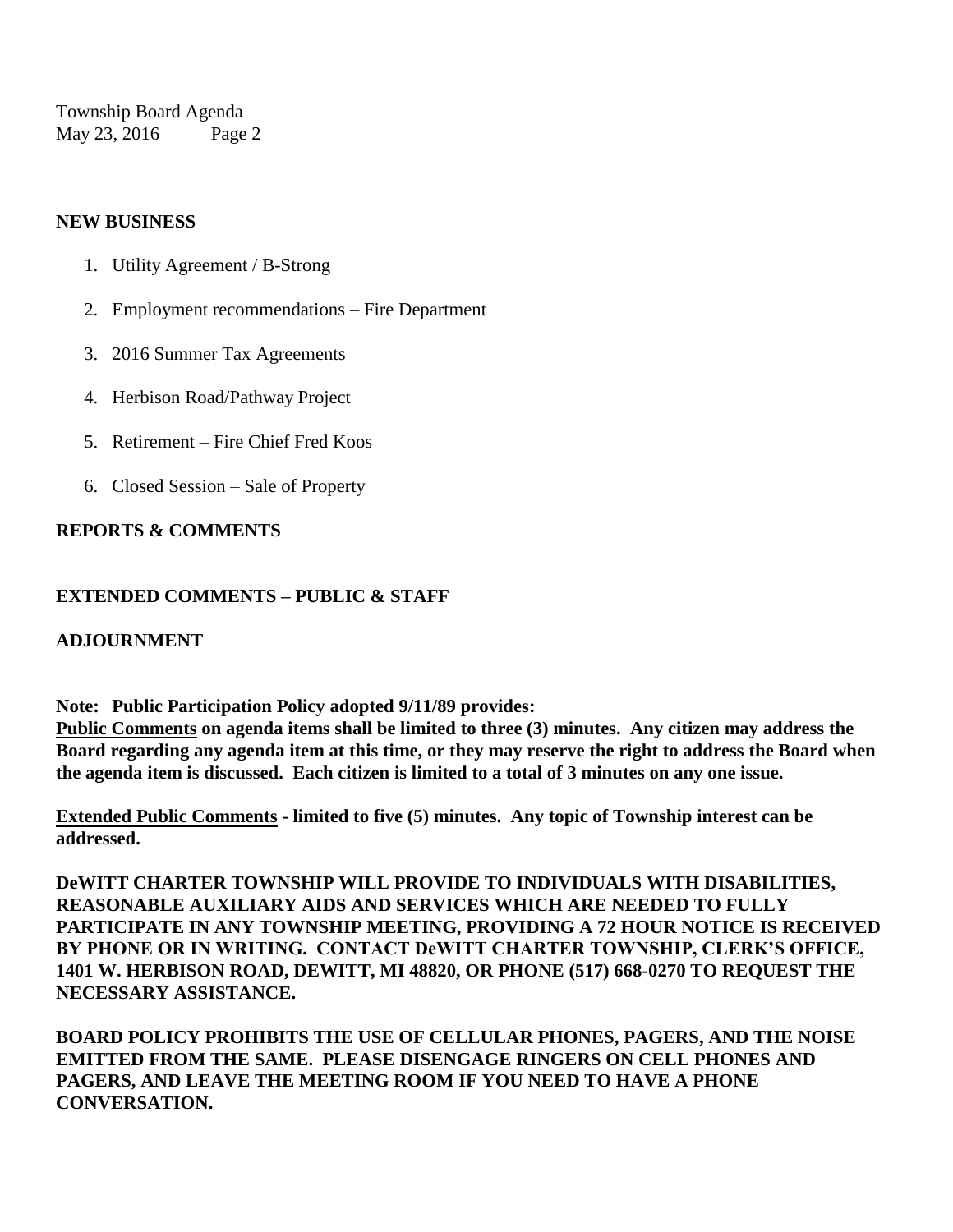## NEW BUSINESS

1. Utility Agreement / B-Strong
2. Employment recommendations – Fire Department
3. 2016 Summer Tax Agreements
4. Herbison Road/Pathway Project
5. Retirement – Fire Chief Fred Koos
6. Closed Session – Sale of Property

## REPORTS & COMMENTS

## EXTENDED COMMENTS – PUBLIC & STAFF

## ADJOURNMENT

**Note: Public Participation Policy adopted 9/11/89 provides:**
**<u>Public Comments</u> on agenda items shall be limited to three (3) minutes. Any citizen may address the Board regarding any agenda item at this time, or they may reserve the right to address the Board when the agenda item is discussed. Each citizen is limited to a total of 3 minutes on any one issue.**

**<u>Extended Public Comments</u> - limited to five (5) minutes. Any topic of Township interest can be addressed.**

**DeWITT CHARTER TOWNSHIP WILL PROVIDE TO INDIVIDUALS WITH DISABILITIES, REASONABLE AUXILIARY AIDS AND SERVICES WHICH ARE NEEDED TO FULLY PARTICIPATE IN ANY TOWNSHIP MEETING, PROVIDING A 72 HOUR NOTICE IS RECEIVED BY PHONE OR IN WRITING. CONTACT DeWITT CHARTER TOWNSHIP, CLERK'S OFFICE, 1401 W. HERBISON ROAD, DEWITT, MI 48820, OR PHONE (517) 668-0270 TO REQUEST THE NECESSARY ASSISTANCE.**

**BOARD POLICY PROHIBITS THE USE OF CELLULAR PHONES, PAGERS, AND THE NOISE EMITTED FROM THE SAME. PLEASE DISENGAGE RINGERS ON CELL PHONES AND PAGERS, AND LEAVE THE MEETING ROOM IF YOU NEED TO HAVE A PHONE CONVERSATION.**